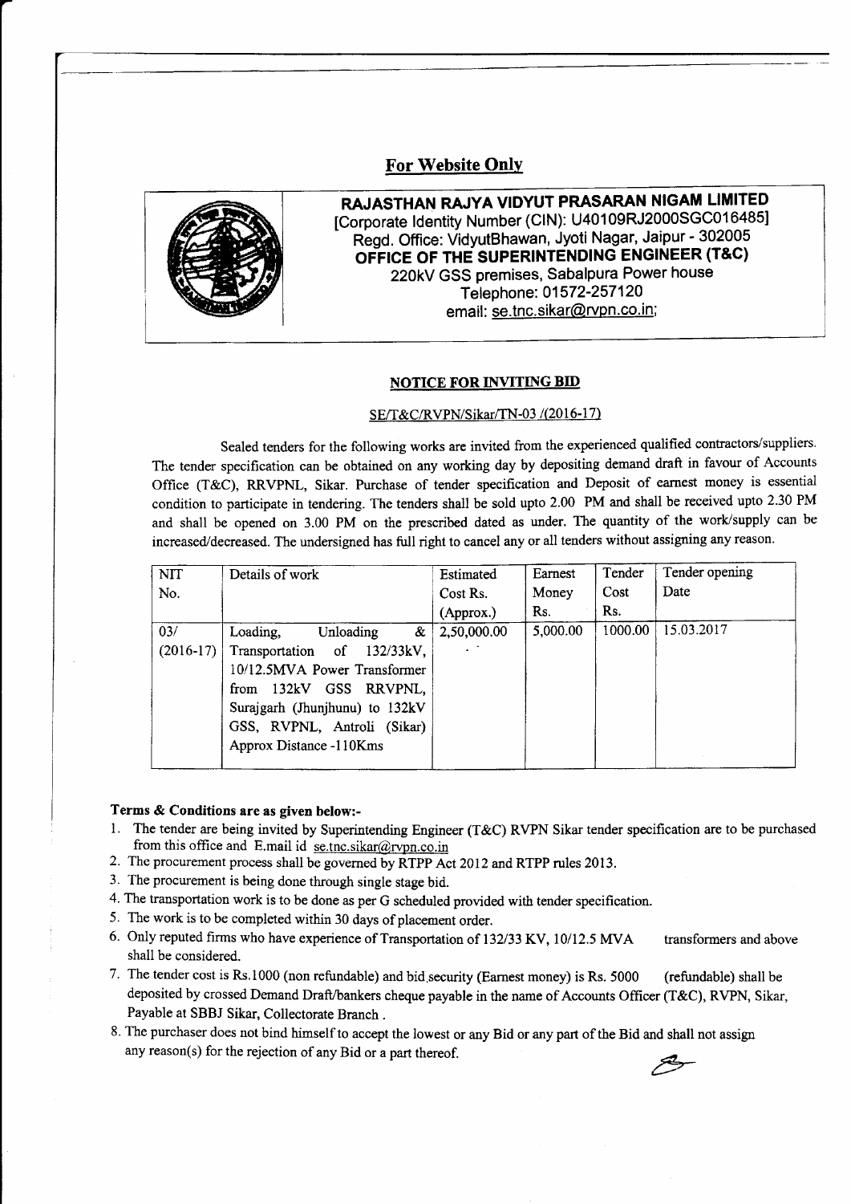## For Website Only

**RAJASTHAN RAJYA VIDYUT PRASARAN NIGAM LIMITED**
[Corporate Identity Number (CIN): U40109RJ2000SGC016485]
Regd. Office: VidyutBhawan, Jyoti Nagar, Jaipur - 302005
**OFFICE OF THE SUPERINTENDING ENGINEER (T&C)**
220kV GSS premises, Sabalpura Power house
Telephone: 01572-257120
email: se.tnc.sikar@rvpn.co.in;

### NOTICE FOR INVITING BID

SE/T&C/RVPN/Sikar/TN-03 /(2016-17)

Sealed tenders for the following works are invited from the experienced qualified contractors/suppliers. The tender specification can be obtained on any working day by depositing demand draft in favour of Accounts Office (T&C), RRVPNL, Sikar. Purchase of tender specification and Deposit of earnest money is essential condition to participate in tendering. The tenders shall be sold upto 2.00 PM and shall be received upto 2.30 PM and shall be opened on 3.00 PM on the prescribed dated as under. The quantity of the work/supply can be increased/decreased. The undersigned has full right to cancel any or all tenders without assigning any reason.

| NIT No. | Details of work | Estimated Cost Rs. (Approx.) | Earnest Money Rs. | Tender Cost Rs. | Tender opening Date |
|---|---|---|---|---|---|
| 03/ (2016-17) | Loading, Unloading & Transportation of 132/33kV, 10/12.5MVA Power Transformer from 132kV GSS RRVPNL, Surajgarh (Jhunjhunu) to 132kV GSS, RVPNL, Antroli (Sikar) Approx Distance -110Kms | 2,50,000.00 | 5,000.00 | 1000.00 | 15.03.2017 |

**Terms & Conditions are as given below:-**

1. The tender are being invited by Superintending Engineer (T&C) RVPN Sikar tender specification are to be purchased from this office and E.mail id se.tnc.sikar@rvpn.co.in
2. The procurement process shall be governed by RTPP Act 2012 and RTPP rules 2013.
3. The procurement is being done through single stage bid.
4. The transportation work is to be done as per G scheduled provided with tender specification.
5. The work is to be completed within 30 days of placement order.
6. Only reputed firms who have experience of Transportation of 132/33 KV, 10/12.5 MVA transformers and above shall be considered.
7. The tender cost is Rs.1000 (non refundable) and bid security (Earnest money) is Rs. 5000 (refundable) shall be deposited by crossed Demand Draft/bankers cheque payable in the name of Accounts Officer (T&C), RVPN, Sikar, Payable at SBBJ Sikar, Collectorate Branch.
8. The purchaser does not bind himself to accept the lowest or any Bid or any part of the Bid and shall not assign any reason(s) for the rejection of any Bid or a part thereof.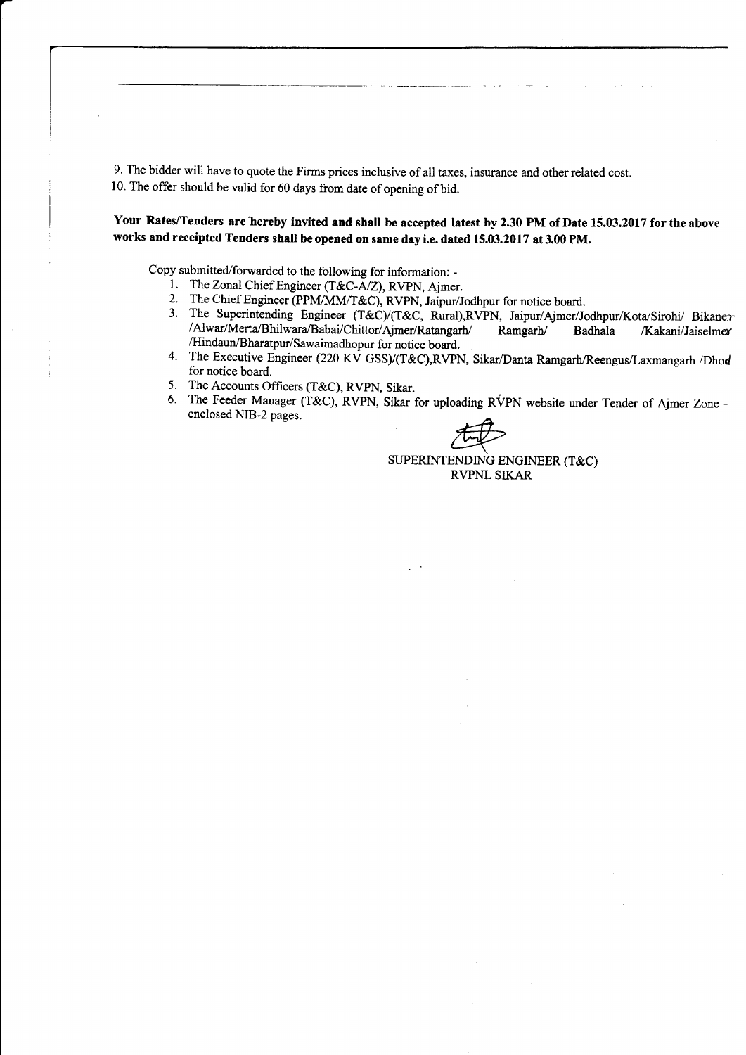9. The bidder will have to quote the Firms prices inclusive of all taxes, insurance and other related cost.
10. The offer should be valid for 60 days from date of opening of bid.

**Your Rates/Tenders are hereby invited and shall be accepted latest by 2.30 PM of Date 15.03.2017 for the above works and receipted Tenders shall be opened on same day i.e. dated 15.03.2017 at 3.00 PM.**

Copy submitted/forwarded to the following for information: -

1. The Zonal Chief Engineer (T&C-A/Z), RVPN, Ajmer.
2. The Chief Engineer (PPM/MM/T&C), RVPN, Jaipur/Jodhpur for notice board.
3. The Superintending Engineer (T&C)/(T&C, Rural),RVPN, Jaipur/Ajmer/Jodhpur/Kota/Sirohi/ Bikaner /Alwar/Merta/Bhilwara/Babai/Chittor/Ajmer/Ratangarh/ Ramgarh/ Badhala /Kakani/Jaiselmer /Hindaun/Bharatpur/Sawaimadhopur for notice board.
4. The Executive Engineer (220 KV GSS)/(T&C),RVPN, Sikar/Danta Ramgarh/Reengus/Laxmangarh /Dhod for notice board.
5. The Accounts Officers (T&C), RVPN, Sikar.
6. The Feeder Manager (T&C), RVPN, Sikar for uploading RVPN website under Tender of Ajmer Zone - enclosed NIB-2 pages.

SUPERINTENDING ENGINEER (T&C)
RVPNL SIKAR